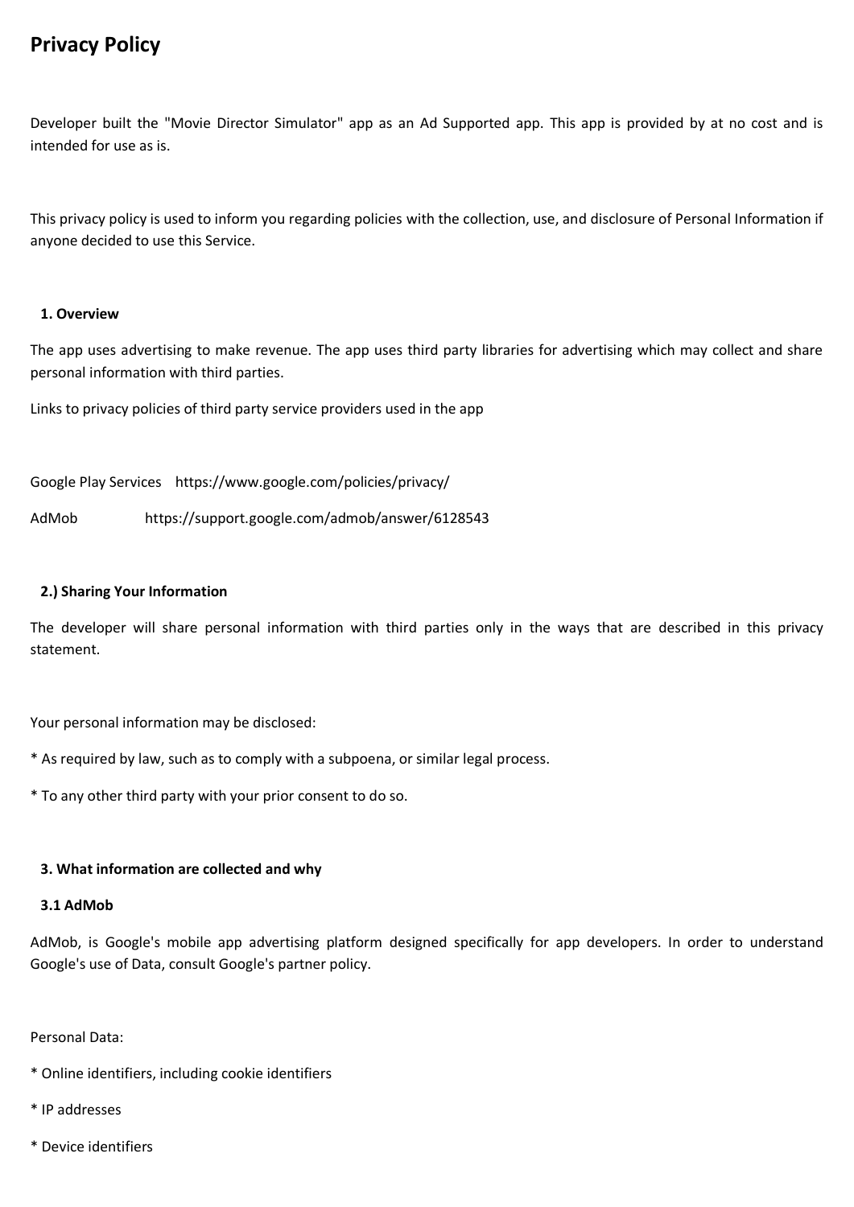# Privacy Policy

Developer built the "Movie Director Simulator" app as an Ad Supported app. This app is provided by at no cost and is intended for use as is.

This privacy policy is used to inform you regarding policies with the collection, use, and disclosure of Personal Information if anyone decided to use this Service.

### 1. Overview

The app uses advertising to make revenue. The app uses third party libraries for advertising which may collect and share personal information with third parties.

Links to privacy policies of third party service providers used in the app

Google Play Services https://www.google.com/policies/privacy/

AdMob https://support.google.com/admob/answer/6128543

### 2.) Sharing Your Information

The developer will share personal information with third parties only in the ways that are described in this privacy statement.

Your personal information may be disclosed:

* As required by law, such as to comply with a subpoena, or similar legal process.

* To any other third party with your prior consent to do so.

### 3. What information are collected and why

#### 3.1 AdMob

AdMob, is Google's mobile app advertising platform designed specifically for app developers. In order to understand Google's use of Data, consult Google's partner policy.

Personal Data:

* Online identifiers, including cookie identifiers

* IP addresses

* Device identifiers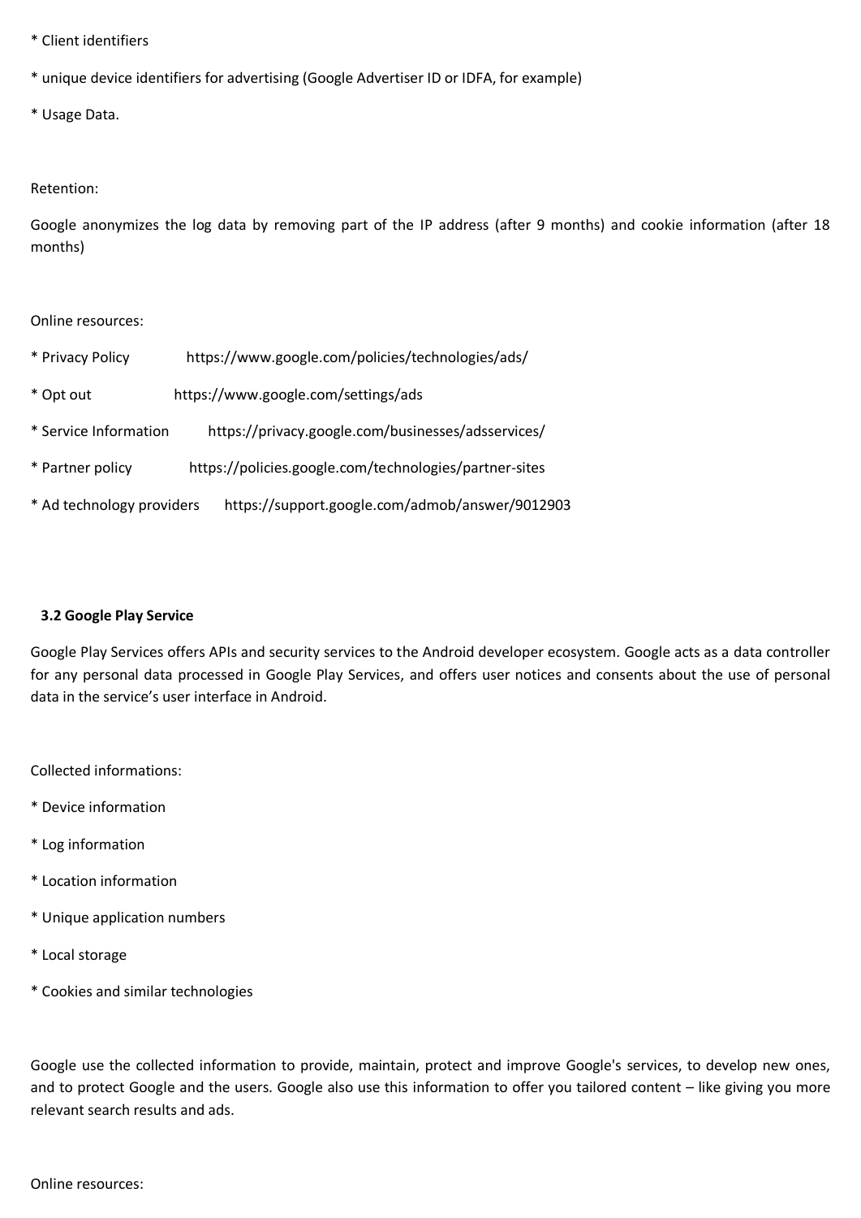* Client identifiers

* unique device identifiers for advertising (Google Advertiser ID or IDFA, for example)

* Usage Data.

Retention:

Google anonymizes the log data by removing part of the IP address (after 9 months) and cookie information (after 18 months)

Online resources:

* Privacy Policy https://www.google.com/policies/technologies/ads/

* Opt out https://www.google.com/settings/ads

* Service Information https://privacy.google.com/businesses/adsservices/

* Partner policy https://policies.google.com/technologies/partner-sites

* Ad technology providers https://support.google.com/admob/answer/9012903

### 3.2 Google Play Service

Google Play Services offers APIs and security services to the Android developer ecosystem. Google acts as a data controller for any personal data processed in Google Play Services, and offers user notices and consents about the use of personal data in the service's user interface in Android.

Collected informations:

* Device information

* Log information

* Location information

* Unique application numbers

* Local storage

* Cookies and similar technologies

Google use the collected information to provide, maintain, protect and improve Google's services, to develop new ones, and to protect Google and the users. Google also use this information to offer you tailored content – like giving you more relevant search results and ads.

Online resources: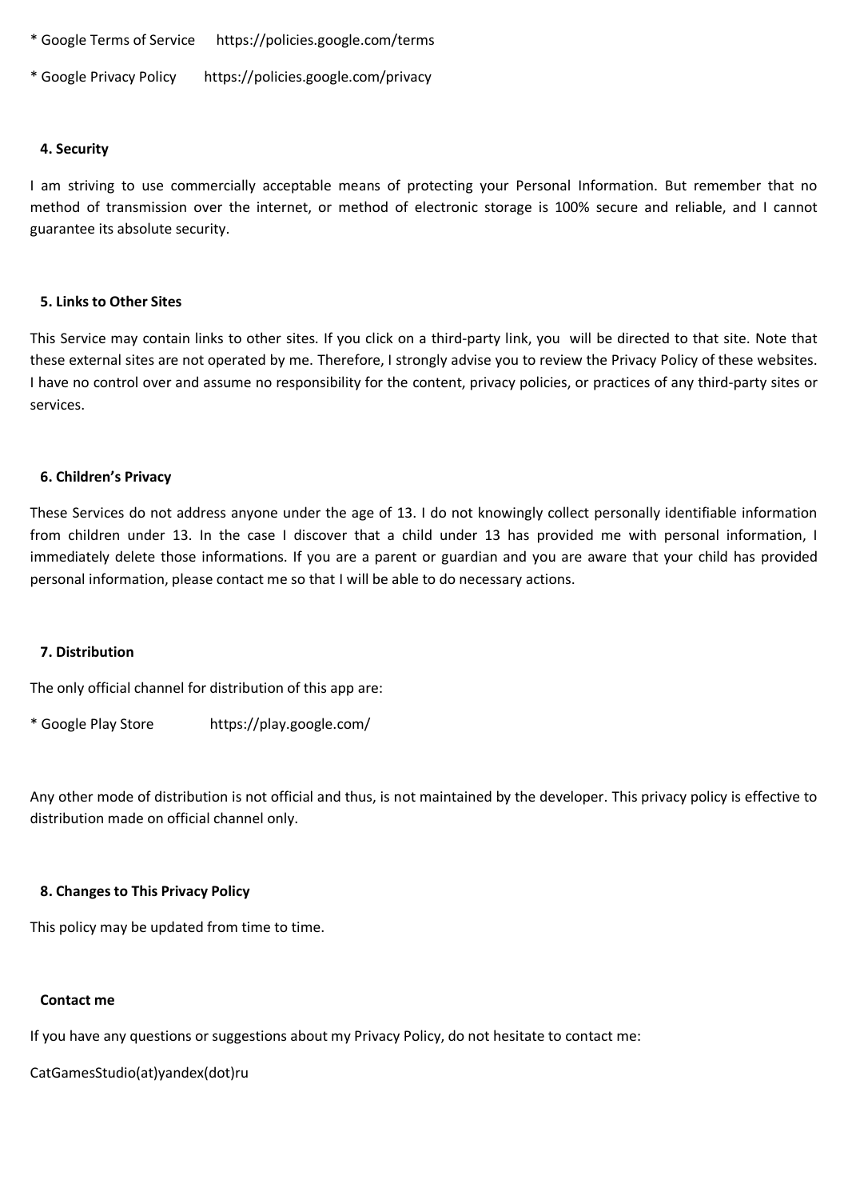* Google Terms of Service https://policies.google.com/terms

* Google Privacy Policy https://policies.google.com/privacy

### 4. Security

I am striving to use commercially acceptable means of protecting your Personal Information. But remember that no method of transmission over the internet, or method of electronic storage is 100% secure and reliable, and I cannot guarantee its absolute security.

### 5. Links to Other Sites

This Service may contain links to other sites. If you click on a third-party link, you will be directed to that site. Note that these external sites are not operated by me. Therefore, I strongly advise you to review the Privacy Policy of these websites. I have no control over and assume no responsibility for the content, privacy policies, or practices of any third-party sites or services.

### 6. Children's Privacy

These Services do not address anyone under the age of 13. I do not knowingly collect personally identifiable information from children under 13. In the case I discover that a child under 13 has provided me with personal information, I immediately delete those informations. If you are a parent or guardian and you are aware that your child has provided personal information, please contact me so that I will be able to do necessary actions.

### 7. Distribution

The only official channel for distribution of this app are:

* Google Play Store https://play.google.com/

Any other mode of distribution is not official and thus, is not maintained by the developer. This privacy policy is effective to distribution made on official channel only.

### 8. Changes to This Privacy Policy

This policy may be updated from time to time.

### Contact me

If you have any questions or suggestions about my Privacy Policy, do not hesitate to contact me:

CatGamesStudio(at)yandex(dot)ru